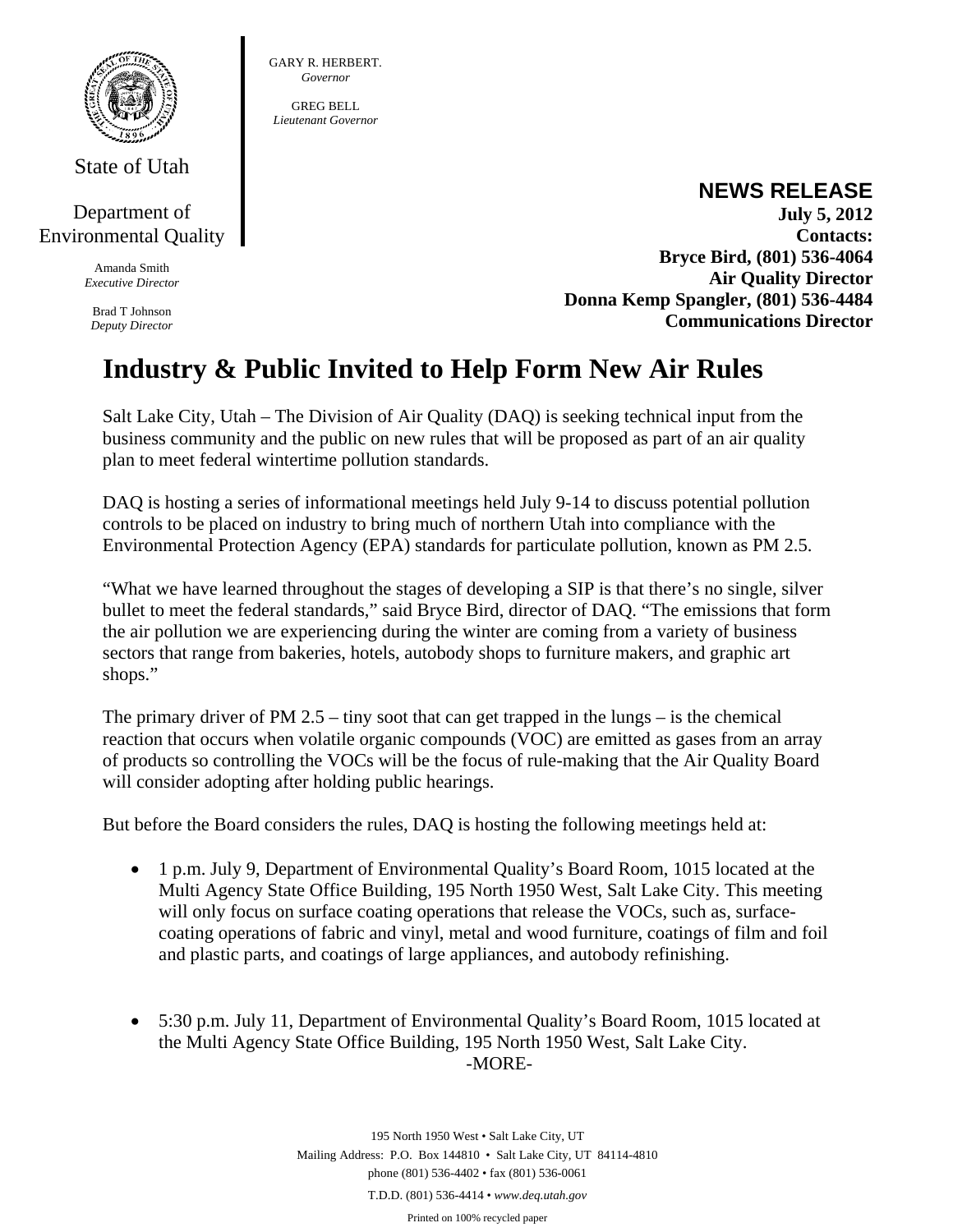State of Utah

Department of Environmental Quality

Amanda Smith
*Executive Director*

Brad T Johnson
*Deputy Director*

GARY R. HERBERT.
*Governor*

GREG BELL
*Lieutenant Governor*

**NEWS RELEASE**
**July 5, 2012**
**Contacts:**
**Bryce Bird, (801) 536-4064**
**Air Quality Director**
**Donna Kemp Spangler, (801) 536-4484**
**Communications Director**

# Industry & Public Invited to Help Form New Air Rules

Salt Lake City, Utah – The Division of Air Quality (DAQ) is seeking technical input from the business community and the public on new rules that will be proposed as part of an air quality plan to meet federal wintertime pollution standards.

DAQ is hosting a series of informational meetings held July 9-14 to discuss potential pollution controls to be placed on industry to bring much of northern Utah into compliance with the Environmental Protection Agency (EPA) standards for particulate pollution, known as PM 2.5.

"What we have learned throughout the stages of developing a SIP is that there's no single, silver bullet to meet the federal standards," said Bryce Bird, director of DAQ. "The emissions that form the air pollution we are experiencing during the winter are coming from a variety of business sectors that range from bakeries, hotels, autobody shops to furniture makers, and graphic art shops."

The primary driver of PM 2.5 – tiny soot that can get trapped in the lungs – is the chemical reaction that occurs when volatile organic compounds (VOC) are emitted as gases from an array of products so controlling the VOCs will be the focus of rule-making that the Air Quality Board will consider adopting after holding public hearings.

But before the Board considers the rules, DAQ is hosting the following meetings held at:

- 1 p.m. July 9, Department of Environmental Quality's Board Room, 1015 located at the Multi Agency State Office Building, 195 North 1950 West, Salt Lake City. This meeting will only focus on surface coating operations that release the VOCs, such as, surface-coating operations of fabric and vinyl, metal and wood furniture, coatings of film and foil and plastic parts, and coatings of large appliances, and autobody refinishing.

- 5:30 p.m. July 11, Department of Environmental Quality's Board Room, 1015 located at the Multi Agency State Office Building, 195 North 1950 West, Salt Lake City.

-MORE-

195 North 1950 West • Salt Lake City, UT
Mailing Address: P.O. Box 144810 • Salt Lake City, UT 84114-4810
phone (801) 536-4402 • fax (801) 536-0061
T.D.D. (801) 536-4414 • *www.deq.utah.gov*
Printed on 100% recycled paper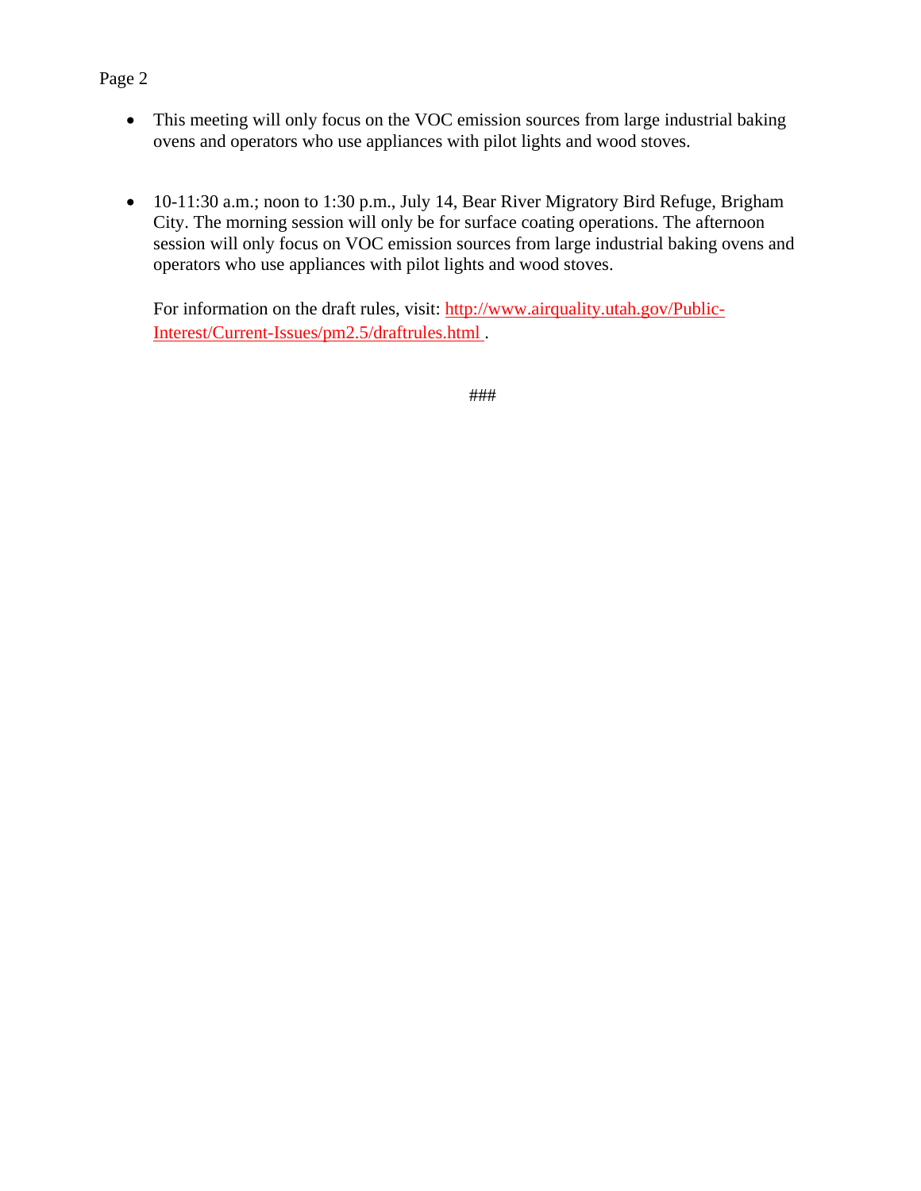- This meeting will only focus on the VOC emission sources from large industrial baking ovens and operators who use appliances with pilot lights and wood stoves.

- 10-11:30 a.m.; noon to 1:30 p.m., July 14, Bear River Migratory Bird Refuge, Brigham City. The morning session will only be for surface coating operations. The afternoon session will only focus on VOC emission sources from large industrial baking ovens and operators who use appliances with pilot lights and wood stoves.

  For information on the draft rules, visit: [http://www.airquality.utah.gov/Public-Interest/Current-Issues/pm2.5/draftrules.html](http://www.airquality.utah.gov/Public-Interest/Current-Issues/pm2.5/draftrules.html) .

###